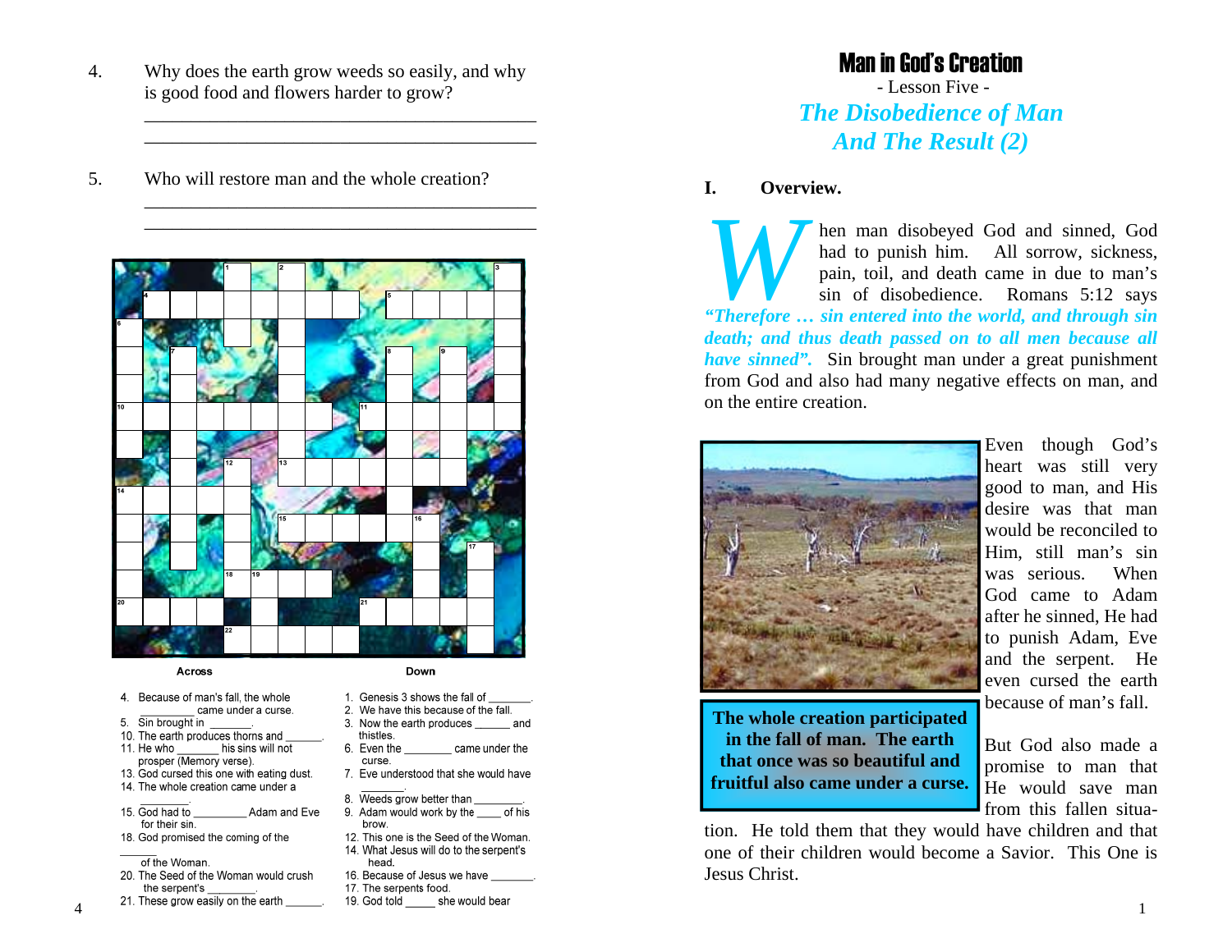4. Why does the earth grow weeds so easily, and why is good food and flowers harder to grow?

_____________________________________________

_____________________________________________

5. Who will restore man and the whole creation?

_____________________________________________

_____________________________________________

**Across**

4. Because of man's fall, the whole _________ came under a curse.
5. Sin brought in _______.
10. The earth produces thorns and ______.
11. He who _______ his sins will not prosper (Memory verse).
13. God cursed this one with eating dust.
14. The whole creation came under a _________.
15. God had to _________ Adam and Eve for their sin.
18. God promised the coming of the ______ of the Woman.
20. The Seed of the Woman would crush the serpent's ________.
21. These grow easily on the earth ______.

**Down**

1. Genesis 3 shows the fall of _______.
2. We have this because of the fall.
3. Now the earth produces ______ and thistles.
6. Even the ________ came under the curse.
7. Eve understood that she would have _______.
8. Weeds grow better than ________.
9. Adam would work by the ____ of his brow.
12. This one is the Seed of the Woman.
14. What Jesus will do to the serpent's head.
16. Because of Jesus we have _______.
17. The serpents food.
19. God told _____ she would bear

# Man in God's Creation

- Lesson Five -

## *The Disobedience of Man And The Result (2)*

### I. Overview.

When man disobeyed God and sinned, God had to punish him. All sorrow, sickness, pain, toil, and death came in due to man's sin of disobedience. Romans 5:12 says ***"Therefore … sin entered into the world, and through sin death; and thus death passed on to all men because all have sinned".*** Sin brought man under a great punishment from God and also had many negative effects on man, and on the entire creation.

**The whole creation participated in the fall of man. The earth that once was so beautiful and fruitful also came under a curse.**

Even though God's heart was still very good to man, and His desire was that man would be reconciled to Him, still man's sin was serious. When God came to Adam after he sinned, He had to punish Adam, Eve and the serpent. He even cursed the earth because of man's fall.

But God also made a promise to man that He would save man from this fallen situation. He told them that they would have children and that one of their children would become a Savior. This One is Jesus Christ.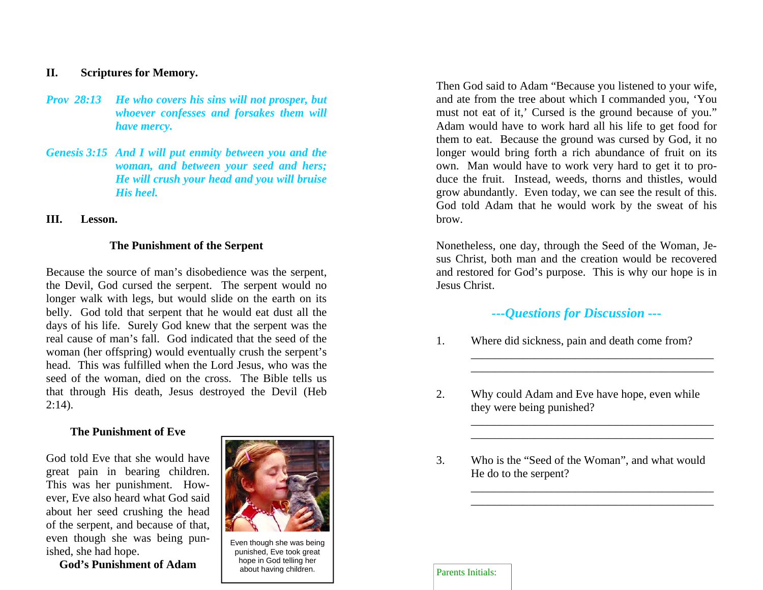## II. Scriptures for Memory.

***Prov 28:13*** ***He who covers his sins will not prosper, but whoever confesses and forsakes them will have mercy.***

***Genesis 3:15*** ***And I will put enmity between you and the woman, and between your seed and hers; He will crush your head and you will bruise His heel.***

## III. Lesson.

### The Punishment of the Serpent

Because the source of man's disobedience was the serpent, the Devil, God cursed the serpent. The serpent would no longer walk with legs, but would slide on the earth on its belly. God told that serpent that he would eat dust all the days of his life. Surely God knew that the serpent was the real cause of man's fall. God indicated that the seed of the woman (her offspring) would eventually crush the serpent's head. This was fulfilled when the Lord Jesus, who was the seed of the woman, died on the cross. The Bible tells us that through His death, Jesus destroyed the Devil (Heb 2:14).

### The Punishment of Eve

God told Eve that she would have great pain in bearing children. This was her punishment. However, Eve also heard what God said about her seed crushing the head of the serpent, and because of that, even though she was being punished, she had hope.

Even though she was being punished, Eve took great hope in God telling her about having children.

### God's Punishment of Adam

Then God said to Adam "Because you listened to your wife, and ate from the tree about which I commanded you, 'You must not eat of it,' Cursed is the ground because of you." Adam would have to work hard all his life to get food for them to eat. Because the ground was cursed by God, it no longer would bring forth a rich abundance of fruit on its own. Man would have to work very hard to get it to produce the fruit. Instead, weeds, thorns and thistles, would grow abundantly. Even today, we can see the result of this. God told Adam that he would work by the sweat of his brow.

Nonetheless, one day, through the Seed of the Woman, Jesus Christ, both man and the creation would be recovered and restored for God's purpose. This is why our hope is in Jesus Christ.

### *---Questions for Discussion ---*

1. Where did sickness, pain and death come from?

   \_\_\_\_\_\_\_\_\_\_\_\_\_\_\_\_\_\_\_\_\_\_\_\_\_\_\_\_\_\_\_\_\_\_\_\_\_\_\_\_\_\_\_\_
   \_\_\_\_\_\_\_\_\_\_\_\_\_\_\_\_\_\_\_\_\_\_\_\_\_\_\_\_\_\_\_\_\_\_\_\_\_\_\_\_\_\_\_\_

2. Why could Adam and Eve have hope, even while they were being punished?

   \_\_\_\_\_\_\_\_\_\_\_\_\_\_\_\_\_\_\_\_\_\_\_\_\_\_\_\_\_\_\_\_\_\_\_\_\_\_\_\_\_\_\_\_
   \_\_\_\_\_\_\_\_\_\_\_\_\_\_\_\_\_\_\_\_\_\_\_\_\_\_\_\_\_\_\_\_\_\_\_\_\_\_\_\_\_\_\_\_

3. Who is the "Seed of the Woman", and what would He do to the serpent?

   \_\_\_\_\_\_\_\_\_\_\_\_\_\_\_\_\_\_\_\_\_\_\_\_\_\_\_\_\_\_\_\_\_\_\_\_\_\_\_\_\_\_\_\_
   \_\_\_\_\_\_\_\_\_\_\_\_\_\_\_\_\_\_\_\_\_\_\_\_\_\_\_\_\_\_\_\_\_\_\_\_\_\_\_\_\_\_\_\_

Parents Initials: